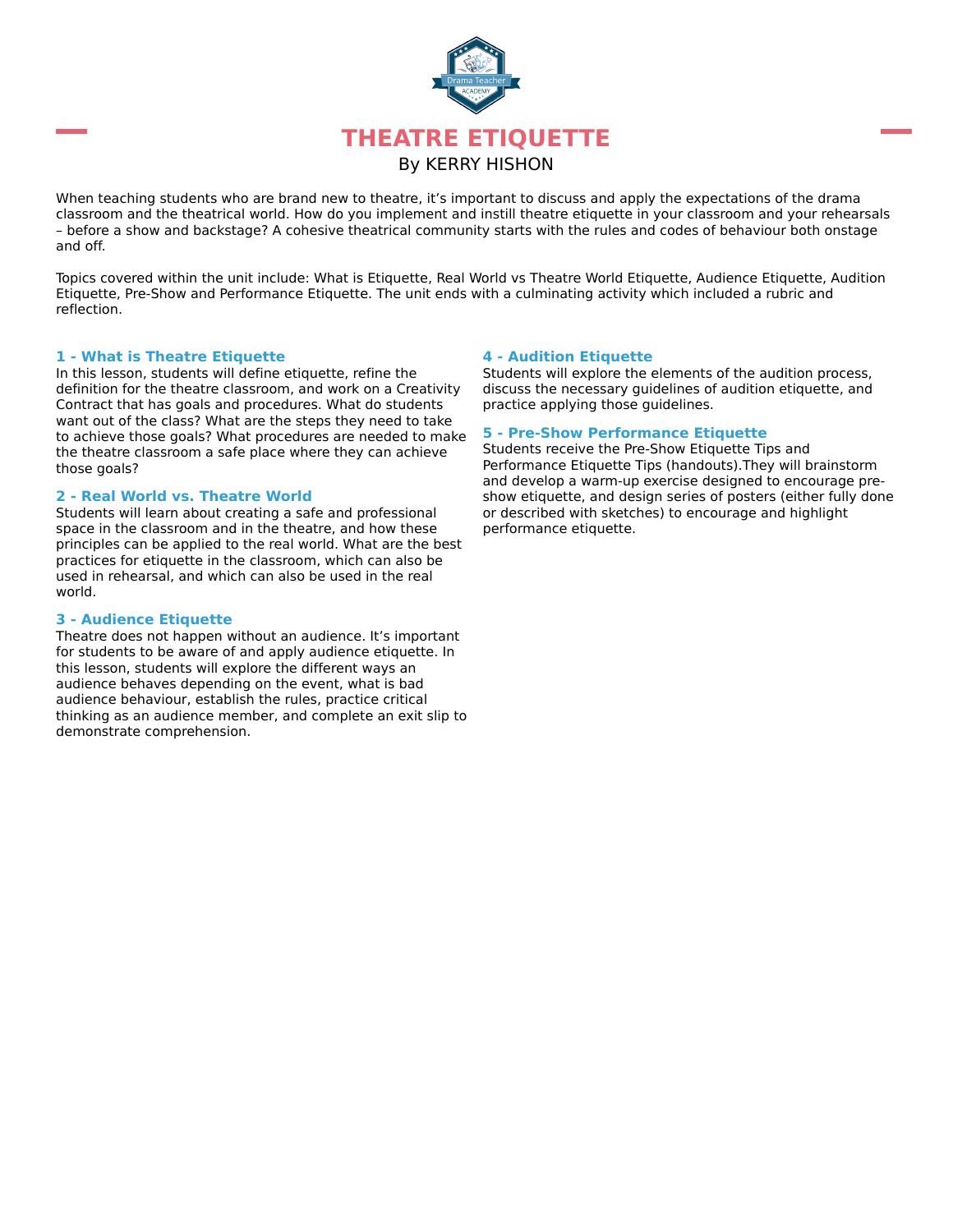# THEATRE ETIQUETTE

By KERRY HISHON

When teaching students who are brand new to theatre, it's important to discuss and apply the expectations of the drama classroom and the theatrical world. How do you implement and instill theatre etiquette in your classroom and your rehearsals – before a show and backstage? A cohesive theatrical community starts with the rules and codes of behaviour both onstage and off.

Topics covered within the unit include: What is Etiquette, Real World vs Theatre World Etiquette, Audience Etiquette, Audition Etiquette, Pre-Show and Performance Etiquette. The unit ends with a culminating activity which included a rubric and reflection.

### 1 - What is Theatre Etiquette

In this lesson, students will define etiquette, refine the definition for the theatre classroom, and work on a Creativity Contract that has goals and procedures. What do students want out of the class? What are the steps they need to take to achieve those goals? What procedures are needed to make the theatre classroom a safe place where they can achieve those goals?

### 2 - Real World vs. Theatre World

Students will learn about creating a safe and professional space in the classroom and in the theatre, and how these principles can be applied to the real world. What are the best practices for etiquette in the classroom, which can also be used in rehearsal, and which can also be used in the real world.

### 3 - Audience Etiquette

Theatre does not happen without an audience. It's important for students to be aware of and apply audience etiquette. In this lesson, students will explore the different ways an audience behaves depending on the event, what is bad audience behaviour, establish the rules, practice critical thinking as an audience member, and complete an exit slip to demonstrate comprehension.

### 4 - Audition Etiquette

Students will explore the elements of the audition process, discuss the necessary guidelines of audition etiquette, and practice applying those guidelines.

### 5 - Pre-Show Performance Etiquette

Students receive the Pre-Show Etiquette Tips and Performance Etiquette Tips (handouts).They will brainstorm and develop a warm-up exercise designed to encourage pre-show etiquette, and design series of posters (either fully done or described with sketches) to encourage and highlight performance etiquette.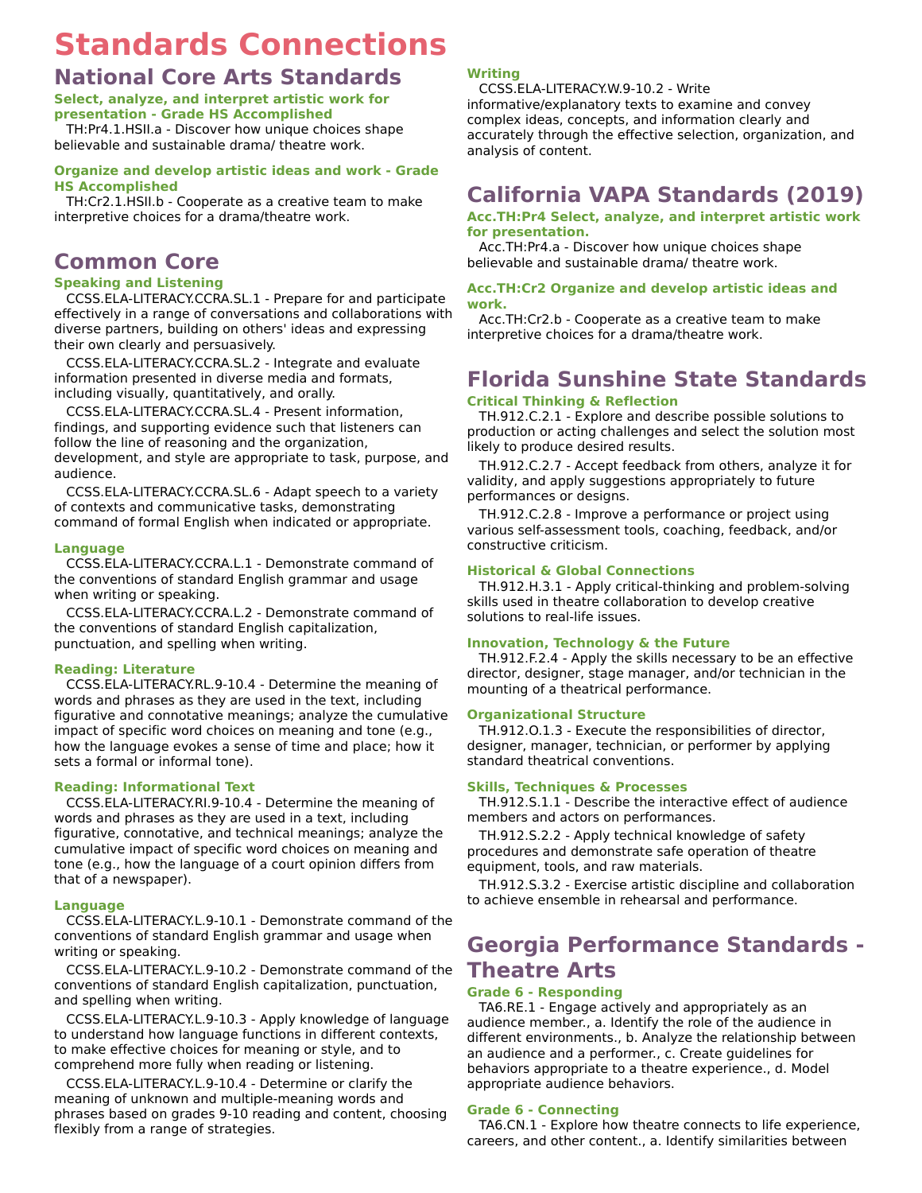# Standards Connections

## National Core Arts Standards

### Select, analyze, and interpret artistic work for presentation - Grade HS Accomplished

TH:Pr4.1.HSII.a - Discover how unique choices shape believable and sustainable drama/ theatre work.

### Organize and develop artistic ideas and work - Grade HS Accomplished

TH:Cr2.1.HSII.b - Cooperate as a creative team to make interpretive choices for a drama/theatre work.

## Common Core

### Speaking and Listening

CCSS.ELA-LITERACY.CCRA.SL.1 - Prepare for and participate effectively in a range of conversations and collaborations with diverse partners, building on others' ideas and expressing their own clearly and persuasively.

CCSS.ELA-LITERACY.CCRA.SL.2 - Integrate and evaluate information presented in diverse media and formats, including visually, quantitatively, and orally.

CCSS.ELA-LITERACY.CCRA.SL.4 - Present information, findings, and supporting evidence such that listeners can follow the line of reasoning and the organization, development, and style are appropriate to task, purpose, and audience.

CCSS.ELA-LITERACY.CCRA.SL.6 - Adapt speech to a variety of contexts and communicative tasks, demonstrating command of formal English when indicated or appropriate.

### Language

CCSS.ELA-LITERACY.CCRA.L.1 - Demonstrate command of the conventions of standard English grammar and usage when writing or speaking.

CCSS.ELA-LITERACY.CCRA.L.2 - Demonstrate command of the conventions of standard English capitalization, punctuation, and spelling when writing.

### Reading: Literature

CCSS.ELA-LITERACY.RL.9-10.4 - Determine the meaning of words and phrases as they are used in the text, including figurative and connotative meanings; analyze the cumulative impact of specific word choices on meaning and tone (e.g., how the language evokes a sense of time and place; how it sets a formal or informal tone).

### Reading: Informational Text

CCSS.ELA-LITERACY.RI.9-10.4 - Determine the meaning of words and phrases as they are used in a text, including figurative, connotative, and technical meanings; analyze the cumulative impact of specific word choices on meaning and tone (e.g., how the language of a court opinion differs from that of a newspaper).

### Language

CCSS.ELA-LITERACY.L.9-10.1 - Demonstrate command of the conventions of standard English grammar and usage when writing or speaking.

CCSS.ELA-LITERACY.L.9-10.2 - Demonstrate command of the conventions of standard English capitalization, punctuation, and spelling when writing.

CCSS.ELA-LITERACY.L.9-10.3 - Apply knowledge of language to understand how language functions in different contexts, to make effective choices for meaning or style, and to comprehend more fully when reading or listening.

CCSS.ELA-LITERACY.L.9-10.4 - Determine or clarify the meaning of unknown and multiple-meaning words and phrases based on grades 9-10 reading and content, choosing flexibly from a range of strategies.

### Writing

CCSS.ELA-LITERACY.W.9-10.2 - Write informative/explanatory texts to examine and convey complex ideas, concepts, and information clearly and accurately through the effective selection, organization, and analysis of content.

## California VAPA Standards (2019)

### Acc.TH:Pr4 Select, analyze, and interpret artistic work for presentation.

Acc.TH:Pr4.a - Discover how unique choices shape believable and sustainable drama/ theatre work.

### Acc.TH:Cr2 Organize and develop artistic ideas and work.

Acc.TH:Cr2.b - Cooperate as a creative team to make interpretive choices for a drama/theatre work.

## Florida Sunshine State Standards

### Critical Thinking & Reflection

TH.912.C.2.1 - Explore and describe possible solutions to production or acting challenges and select the solution most likely to produce desired results.

TH.912.C.2.7 - Accept feedback from others, analyze it for validity, and apply suggestions appropriately to future performances or designs.

TH.912.C.2.8 - Improve a performance or project using various self-assessment tools, coaching, feedback, and/or constructive criticism.

### Historical & Global Connections

TH.912.H.3.1 - Apply critical-thinking and problem-solving skills used in theatre collaboration to develop creative solutions to real-life issues.

### Innovation, Technology & the Future

TH.912.F.2.4 - Apply the skills necessary to be an effective director, designer, stage manager, and/or technician in the mounting of a theatrical performance.

### Organizational Structure

TH.912.O.1.3 - Execute the responsibilities of director, designer, manager, technician, or performer by applying standard theatrical conventions.

### Skills, Techniques & Processes

TH.912.S.1.1 - Describe the interactive effect of audience members and actors on performances.

TH.912.S.2.2 - Apply technical knowledge of safety procedures and demonstrate safe operation of theatre equipment, tools, and raw materials.

TH.912.S.3.2 - Exercise artistic discipline and collaboration to achieve ensemble in rehearsal and performance.

## Georgia Performance Standards - Theatre Arts

### Grade 6 - Responding

TA6.RE.1 - Engage actively and appropriately as an audience member., a. Identify the role of the audience in different environments., b. Analyze the relationship between an audience and a performer., c. Create guidelines for behaviors appropriate to a theatre experience., d. Model appropriate audience behaviors.

### Grade 6 - Connecting

TA6.CN.1 - Explore how theatre connects to life experience, careers, and other content., a. Identify similarities between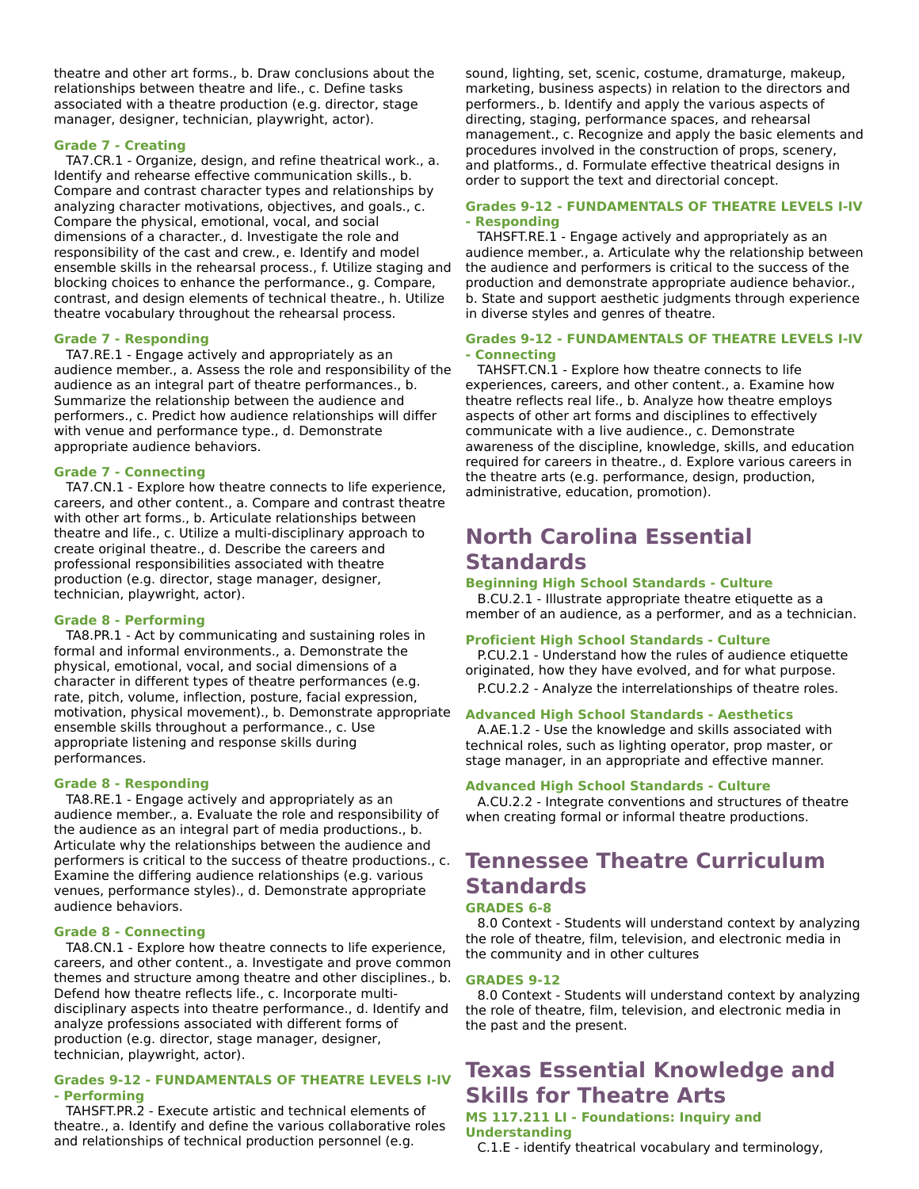theatre and other art forms., b. Draw conclusions about the relationships between theatre and life., c. Define tasks associated with a theatre production (e.g. director, stage manager, designer, technician, playwright, actor).

#### Grade 7 - Creating

TA7.CR.1 - Organize, design, and refine theatrical work., a. Identify and rehearse effective communication skills., b. Compare and contrast character types and relationships by analyzing character motivations, objectives, and goals., c. Compare the physical, emotional, vocal, and social dimensions of a character., d. Investigate the role and responsibility of the cast and crew., e. Identify and model ensemble skills in the rehearsal process., f. Utilize staging and blocking choices to enhance the performance., g. Compare, contrast, and design elements of technical theatre., h. Utilize theatre vocabulary throughout the rehearsal process.

#### Grade 7 - Responding

TA7.RE.1 - Engage actively and appropriately as an audience member., a. Assess the role and responsibility of the audience as an integral part of theatre performances., b. Summarize the relationship between the audience and performers., c. Predict how audience relationships will differ with venue and performance type., d. Demonstrate appropriate audience behaviors.

#### Grade 7 - Connecting

TA7.CN.1 - Explore how theatre connects to life experience, careers, and other content., a. Compare and contrast theatre with other art forms., b. Articulate relationships between theatre and life., c. Utilize a multi-disciplinary approach to create original theatre., d. Describe the careers and professional responsibilities associated with theatre production (e.g. director, stage manager, designer, technician, playwright, actor).

#### Grade 8 - Performing

TA8.PR.1 - Act by communicating and sustaining roles in formal and informal environments., a. Demonstrate the physical, emotional, vocal, and social dimensions of a character in different types of theatre performances (e.g. rate, pitch, volume, inflection, posture, facial expression, motivation, physical movement)., b. Demonstrate appropriate ensemble skills throughout a performance., c. Use appropriate listening and response skills during performances.

#### Grade 8 - Responding

TA8.RE.1 - Engage actively and appropriately as an audience member., a. Evaluate the role and responsibility of the audience as an integral part of media productions., b. Articulate why the relationships between the audience and performers is critical to the success of theatre productions., c. Examine the differing audience relationships (e.g. various venues, performance styles)., d. Demonstrate appropriate audience behaviors.

#### Grade 8 - Connecting

TA8.CN.1 - Explore how theatre connects to life experience, careers, and other content., a. Investigate and prove common themes and structure among theatre and other disciplines., b. Defend how theatre reflects life., c. Incorporate multi-disciplinary aspects into theatre performance., d. Identify and analyze professions associated with different forms of production (e.g. director, stage manager, designer, technician, playwright, actor).

#### Grades 9-12 - FUNDAMENTALS OF THEATRE LEVELS I-IV - Performing

TAHSFT.PR.2 - Execute artistic and technical elements of theatre., a. Identify and define the various collaborative roles and relationships of technical production personnel (e.g. sound, lighting, set, scenic, costume, dramaturge, makeup, marketing, business aspects) in relation to the directors and performers., b. Identify and apply the various aspects of directing, staging, performance spaces, and rehearsal management., c. Recognize and apply the basic elements and procedures involved in the construction of props, scenery, and platforms., d. Formulate effective theatrical designs in order to support the text and directorial concept.

#### Grades 9-12 - FUNDAMENTALS OF THEATRE LEVELS I-IV - Responding

TAHSFT.RE.1 - Engage actively and appropriately as an audience member., a. Articulate why the relationship between the audience and performers is critical to the success of the production and demonstrate appropriate audience behavior., b. State and support aesthetic judgments through experience in diverse styles and genres of theatre.

#### Grades 9-12 - FUNDAMENTALS OF THEATRE LEVELS I-IV - Connecting

TAHSFT.CN.1 - Explore how theatre connects to life experiences, careers, and other content., a. Examine how theatre reflects real life., b. Analyze how theatre employs aspects of other art forms and disciplines to effectively communicate with a live audience., c. Demonstrate awareness of the discipline, knowledge, skills, and education required for careers in theatre., d. Explore various careers in the theatre arts (e.g. performance, design, production, administrative, education, promotion).

## North Carolina Essential Standards

#### Beginning High School Standards - Culture

B.CU.2.1 - Illustrate appropriate theatre etiquette as a member of an audience, as a performer, and as a technician.

#### Proficient High School Standards - Culture

P.CU.2.1 - Understand how the rules of audience etiquette originated, how they have evolved, and for what purpose.

P.CU.2.2 - Analyze the interrelationships of theatre roles.

#### Advanced High School Standards - Aesthetics

A.AE.1.2 - Use the knowledge and skills associated with technical roles, such as lighting operator, prop master, or stage manager, in an appropriate and effective manner.

#### Advanced High School Standards - Culture

A.CU.2.2 - Integrate conventions and structures of theatre when creating formal or informal theatre productions.

## Tennessee Theatre Curriculum Standards

#### GRADES 6-8

8.0 Context - Students will understand context by analyzing the role of theatre, film, television, and electronic media in the community and in other cultures

#### GRADES 9-12

8.0 Context - Students will understand context by analyzing the role of theatre, film, television, and electronic media in the past and the present.

## Texas Essential Knowledge and Skills for Theatre Arts

#### MS 117.211 LI - Foundations: Inquiry and Understanding

C.1.E - identify theatrical vocabulary and terminology,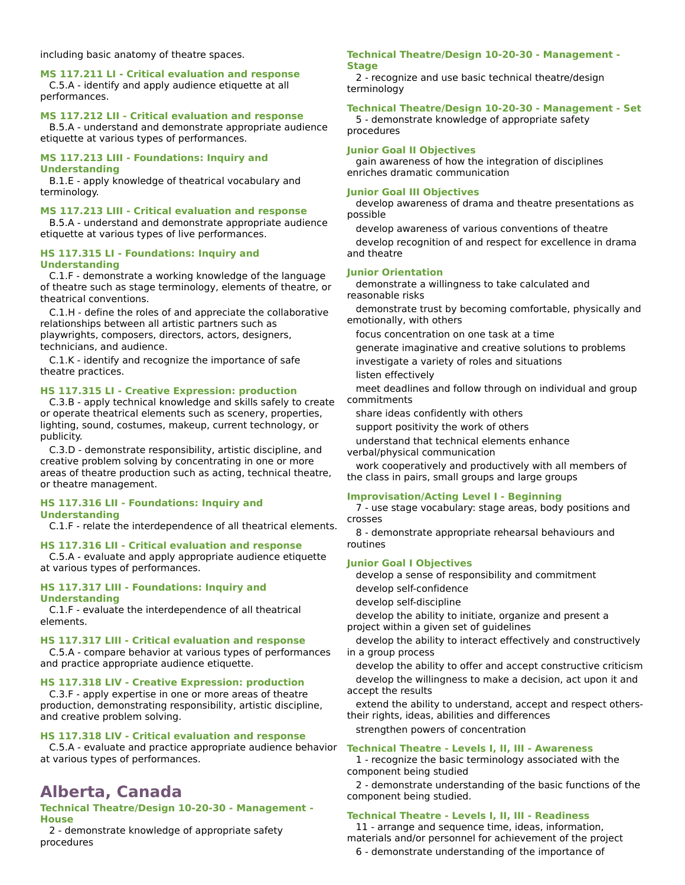including basic anatomy of theatre spaces.

**MS 117.211 LI - Critical evaluation and response**

C.5.A - identify and apply audience etiquette at all performances.

**MS 117.212 LII - Critical evaluation and response**

B.5.A - understand and demonstrate appropriate audience etiquette at various types of performances.

**MS 117.213 LIII - Foundations: Inquiry and Understanding**

B.1.E - apply knowledge of theatrical vocabulary and terminology.

**MS 117.213 LIII - Critical evaluation and response**

B.5.A - understand and demonstrate appropriate audience etiquette at various types of live performances.

**HS 117.315 LI - Foundations: Inquiry and Understanding**

C.1.F - demonstrate a working knowledge of the language of theatre such as stage terminology, elements of theatre, or theatrical conventions.

C.1.H - define the roles of and appreciate the collaborative relationships between all artistic partners such as playwrights, composers, directors, actors, designers, technicians, and audience.

C.1.K - identify and recognize the importance of safe theatre practices.

**HS 117.315 LI - Creative Expression: production**

C.3.B - apply technical knowledge and skills safely to create or operate theatrical elements such as scenery, properties, lighting, sound, costumes, makeup, current technology, or publicity.

C.3.D - demonstrate responsibility, artistic discipline, and creative problem solving by concentrating in one or more areas of theatre production such as acting, technical theatre, or theatre management.

**HS 117.316 LII - Foundations: Inquiry and Understanding**

C.1.F - relate the interdependence of all theatrical elements.

**HS 117.316 LII - Critical evaluation and response**

C.5.A - evaluate and apply appropriate audience etiquette at various types of performances.

**HS 117.317 LIII - Foundations: Inquiry and Understanding**

C.1.F - evaluate the interdependence of all theatrical elements.

**HS 117.317 LIII - Critical evaluation and response**

C.5.A - compare behavior at various types of performances and practice appropriate audience etiquette.

**HS 117.318 LIV - Creative Expression: production**

C.3.F - apply expertise in one or more areas of theatre production, demonstrating responsibility, artistic discipline, and creative problem solving.

**HS 117.318 LIV - Critical evaluation and response**

C.5.A - evaluate and practice appropriate audience behavior at various types of performances.

## Alberta, Canada

**Technical Theatre/Design 10-20-30 - Management - House**

2 - demonstrate knowledge of appropriate safety procedures

**Technical Theatre/Design 10-20-30 - Management - Stage**

2 - recognize and use basic technical theatre/design terminology

**Technical Theatre/Design 10-20-30 - Management - Set**

5 - demonstrate knowledge of appropriate safety procedures

**Junior Goal II Objectives**

gain awareness of how the integration of disciplines enriches dramatic communication

**Junior Goal III Objectives**

develop awareness of drama and theatre presentations as possible

develop awareness of various conventions of theatre

develop recognition of and respect for excellence in drama and theatre

**Junior Orientation**

demonstrate a willingness to take calculated and reasonable risks

demonstrate trust by becoming comfortable, physically and emotionally, with others

focus concentration on one task at a time

generate imaginative and creative solutions to problems

investigate a variety of roles and situations

listen effectively

meet deadlines and follow through on individual and group commitments

share ideas confidently with others

support positivity the work of others

understand that technical elements enhance verbal/physical communication

work cooperatively and productively with all members of the class in pairs, small groups and large groups

**Improvisation/Acting Level I - Beginning**

7 - use stage vocabulary: stage areas, body positions and crosses

8 - demonstrate appropriate rehearsal behaviours and routines

**Junior Goal I Objectives**

develop a sense of responsibility and commitment

develop self-confidence

develop self-discipline

develop the ability to initiate, organize and present a project within a given set of guidelines

develop the ability to interact effectively and constructively in a group process

develop the ability to offer and accept constructive criticism

develop the willingness to make a decision, act upon it and accept the results

extend the ability to understand, accept and respect others-their rights, ideas, abilities and differences

strengthen powers of concentration

**Technical Theatre - Levels I, II, III - Awareness**

1 - recognize the basic terminology associated with the component being studied

2 - demonstrate understanding of the basic functions of the component being studied.

**Technical Theatre - Levels I, II, III - Readiness**

11 - arrange and sequence time, ideas, information, materials and/or personnel for achievement of the project

6 - demonstrate understanding of the importance of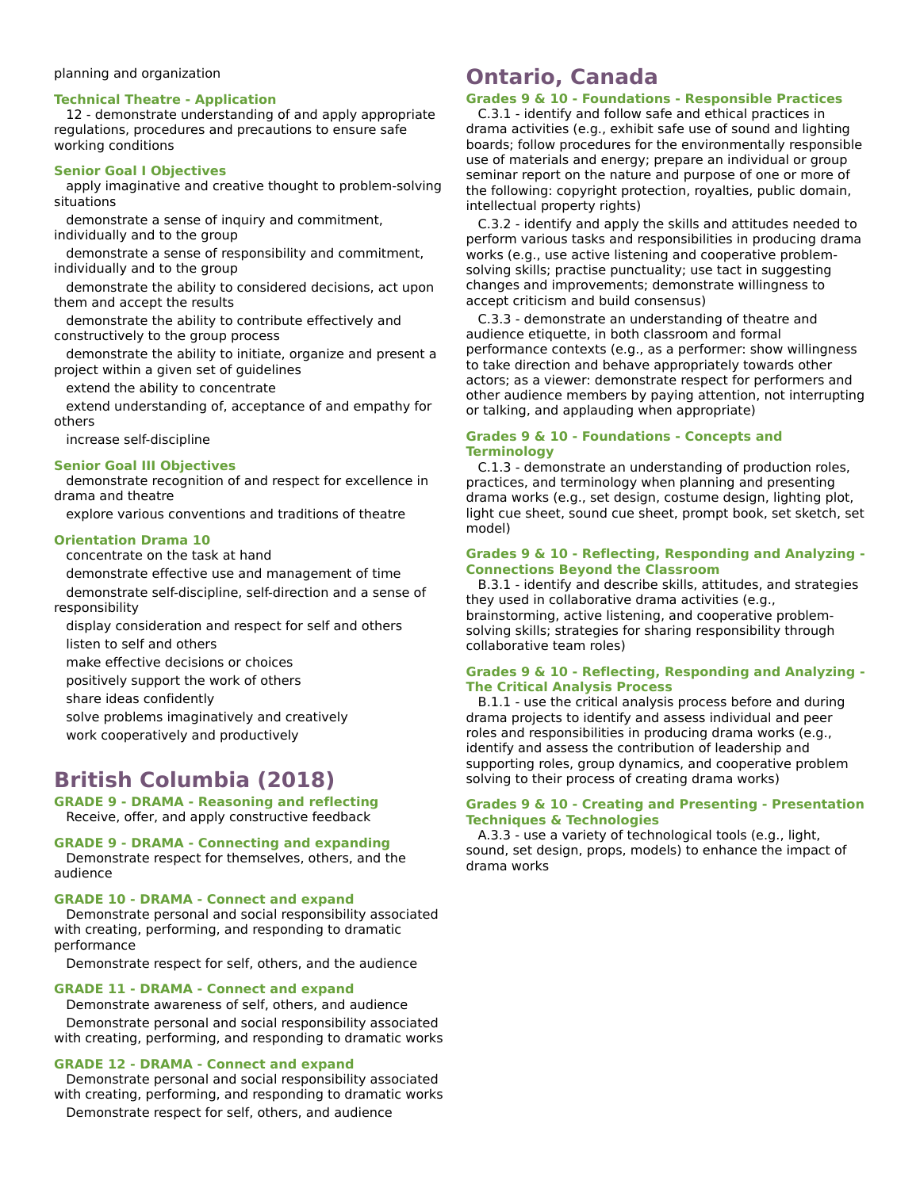planning and organization

### Technical Theatre - Application

12 - demonstrate understanding of and apply appropriate regulations, procedures and precautions to ensure safe working conditions

### Senior Goal I Objectives

apply imaginative and creative thought to problem-solving situations

demonstrate a sense of inquiry and commitment, individually and to the group

demonstrate a sense of responsibility and commitment, individually and to the group

demonstrate the ability to considered decisions, act upon them and accept the results

demonstrate the ability to contribute effectively and constructively to the group process

demonstrate the ability to initiate, organize and present a project within a given set of guidelines

extend the ability to concentrate

extend understanding of, acceptance of and empathy for others

increase self-discipline

### Senior Goal III Objectives

demonstrate recognition of and respect for excellence in drama and theatre

explore various conventions and traditions of theatre

### Orientation Drama 10

concentrate on the task at hand

demonstrate effective use and management of time

demonstrate self-discipline, self-direction and a sense of responsibility

display consideration and respect for self and others

listen to self and others

make effective decisions or choices

positively support the work of others

share ideas confidently

solve problems imaginatively and creatively

work cooperatively and productively

## British Columbia (2018)

### GRADE 9 - DRAMA - Reasoning and reflecting

Receive, offer, and apply constructive feedback

### GRADE 9 - DRAMA - Connecting and expanding

Demonstrate respect for themselves, others, and the audience

### GRADE 10 - DRAMA - Connect and expand

Demonstrate personal and social responsibility associated with creating, performing, and responding to dramatic performance

Demonstrate respect for self, others, and the audience

### GRADE 11 - DRAMA - Connect and expand

Demonstrate awareness of self, others, and audience

Demonstrate personal and social responsibility associated with creating, performing, and responding to dramatic works

### GRADE 12 - DRAMA - Connect and expand

Demonstrate personal and social responsibility associated with creating, performing, and responding to dramatic works

Demonstrate respect for self, others, and audience

## Ontario, Canada

### Grades 9 & 10 - Foundations - Responsible Practices

C.3.1 - identify and follow safe and ethical practices in drama activities (e.g., exhibit safe use of sound and lighting boards; follow procedures for the environmentally responsible use of materials and energy; prepare an individual or group seminar report on the nature and purpose of one or more of the following: copyright protection, royalties, public domain, intellectual property rights)

C.3.2 - identify and apply the skills and attitudes needed to perform various tasks and responsibilities in producing drama works (e.g., use active listening and cooperative problem-solving skills; practise punctuality; use tact in suggesting changes and improvements; demonstrate willingness to accept criticism and build consensus)

C.3.3 - demonstrate an understanding of theatre and audience etiquette, in both classroom and formal performance contexts (e.g., as a performer: show willingness to take direction and behave appropriately towards other actors; as a viewer: demonstrate respect for performers and other audience members by paying attention, not interrupting or talking, and applauding when appropriate)

### Grades 9 & 10 - Foundations - Concepts and Terminology

C.1.3 - demonstrate an understanding of production roles, practices, and terminology when planning and presenting drama works (e.g., set design, costume design, lighting plot, light cue sheet, sound cue sheet, prompt book, set sketch, set model)

### Grades 9 & 10 - Reflecting, Responding and Analyzing - Connections Beyond the Classroom

B.3.1 - identify and describe skills, attitudes, and strategies they used in collaborative drama activities (e.g., brainstorming, active listening, and cooperative problem-solving skills; strategies for sharing responsibility through collaborative team roles)

### Grades 9 & 10 - Reflecting, Responding and Analyzing - The Critical Analysis Process

B.1.1 - use the critical analysis process before and during drama projects to identify and assess individual and peer roles and responsibilities in producing drama works (e.g., identify and assess the contribution of leadership and supporting roles, group dynamics, and cooperative problem solving to their process of creating drama works)

### Grades 9 & 10 - Creating and Presenting - Presentation Techniques & Technologies

A.3.3 - use a variety of technological tools (e.g., light, sound, set design, props, models) to enhance the impact of drama works